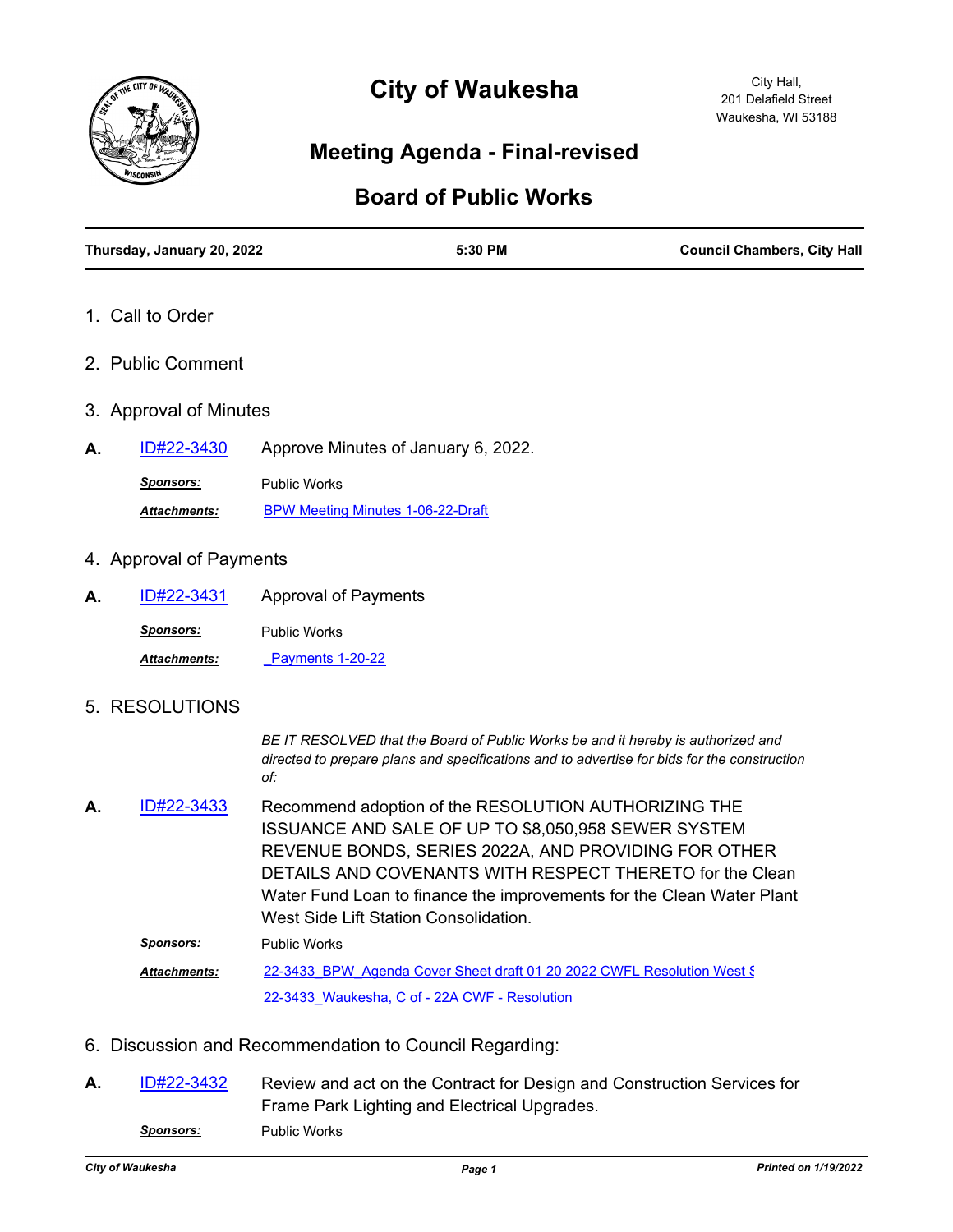# City of Waukesha

City Hall,
201 Delafield Street
Waukesha, WI 53188

## Meeting Agenda - Final-revised

## Board of Public Works

**Thursday, January 20, 2022** | **5:30 PM** | **Council Chambers, City Hall**

1. Call to Order

2. Public Comment

3. Approval of Minutes

**A.** ID#22-3430 Approve Minutes of January 6, 2022.

***Sponsors:*** Public Works

***Attachments:*** BPW Meeting Minutes 1-06-22-Draft

4. Approval of Payments

**A.** ID#22-3431 Approval of Payments

***Sponsors:*** Public Works

***Attachments:*** _Payments 1-20-22

5. RESOLUTIONS

*BE IT RESOLVED that the Board of Public Works be and it hereby is authorized and directed to prepare plans and specifications and to advertise for bids for the construction of:*

**A.** ID#22-3433 Recommend adoption of the RESOLUTION AUTHORIZING THE ISSUANCE AND SALE OF UP TO $8,050,958 SEWER SYSTEM REVENUE BONDS, SERIES 2022A, AND PROVIDING FOR OTHER DETAILS AND COVENANTS WITH RESPECT THERETO for the Clean Water Fund Loan to finance the improvements for the Clean Water Plant West Side Lift Station Consolidation.

***Sponsors:*** Public Works

***Attachments:*** 22-3433_BPW_Agenda Cover Sheet draft 01 20 2022 CWFL Resolution West S
22-3433_Waukesha, C of - 22A CWF - Resolution

6. Discussion and Recommendation to Council Regarding:

**A.** ID#22-3432 Review and act on the Contract for Design and Construction Services for Frame Park Lighting and Electrical Upgrades.

***Sponsors:*** Public Works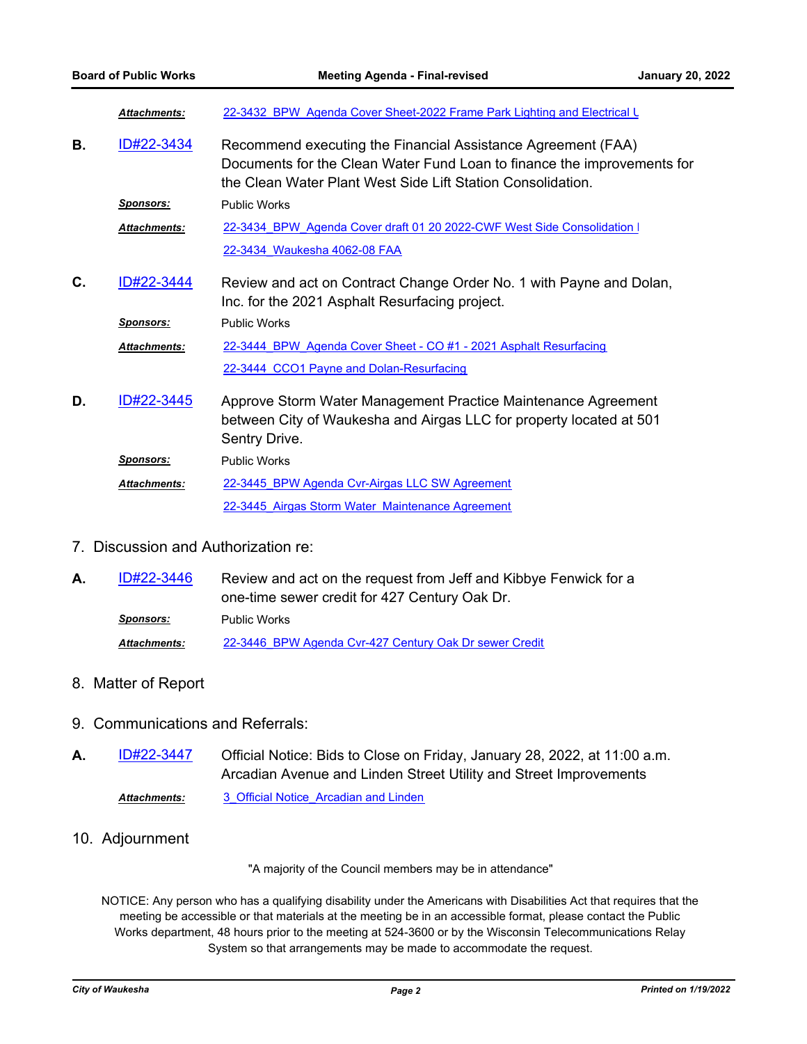***Attachments:*** 22-3432_BPW_Agenda Cover Sheet-2022 Frame Park Lighting and Electrical U

**B.** ID#22-3434 Recommend executing the Financial Assistance Agreement (FAA) Documents for the Clean Water Fund Loan to finance the improvements for the Clean Water Plant West Side Lift Station Consolidation.

***Sponsors:*** Public Works

***Attachments:*** 22-3434_BPW_Agenda Cover draft 01 20 2022-CWF West Side Consolidation I

22-3434_Waukesha 4062-08 FAA

**C.** ID#22-3444 Review and act on Contract Change Order No. 1 with Payne and Dolan, Inc. for the 2021 Asphalt Resurfacing project.

***Sponsors:*** Public Works

***Attachments:*** 22-3444_BPW_Agenda Cover Sheet - CO #1 - 2021 Asphalt Resurfacing

22-3444_CCO1 Payne and Dolan-Resurfacing

**D.** ID#22-3445 Approve Storm Water Management Practice Maintenance Agreement between City of Waukesha and Airgas LLC for property located at 501 Sentry Drive.

***Sponsors:*** Public Works

***Attachments:*** 22-3445_BPW Agenda Cvr-Airgas LLC SW Agreement

22-3445_Airgas Storm Water_Maintenance Agreement

## 7. Discussion and Authorization re:

**A.** ID#22-3446 Review and act on the request from Jeff and Kibbye Fenwick for a one-time sewer credit for 427 Century Oak Dr.

***Sponsors:*** Public Works

***Attachments:*** 22-3446_BPW Agenda Cvr-427 Century Oak Dr sewer Credit

## 8. Matter of Report

## 9. Communications and Referrals:

**A.** ID#22-3447 Official Notice: Bids to Close on Friday, January 28, 2022, at 11:00 a.m. Arcadian Avenue and Linden Street Utility and Street Improvements

***Attachments:*** 3_Official Notice_Arcadian and Linden

## 10. Adjournment

"A majority of the Council members may be in attendance"

NOTICE: Any person who has a qualifying disability under the Americans with Disabilities Act that requires that the meeting be accessible or that materials at the meeting be in an accessible format, please contact the Public Works department, 48 hours prior to the meeting at 524-3600 or by the Wisconsin Telecommunications Relay System so that arrangements may be made to accommodate the request.